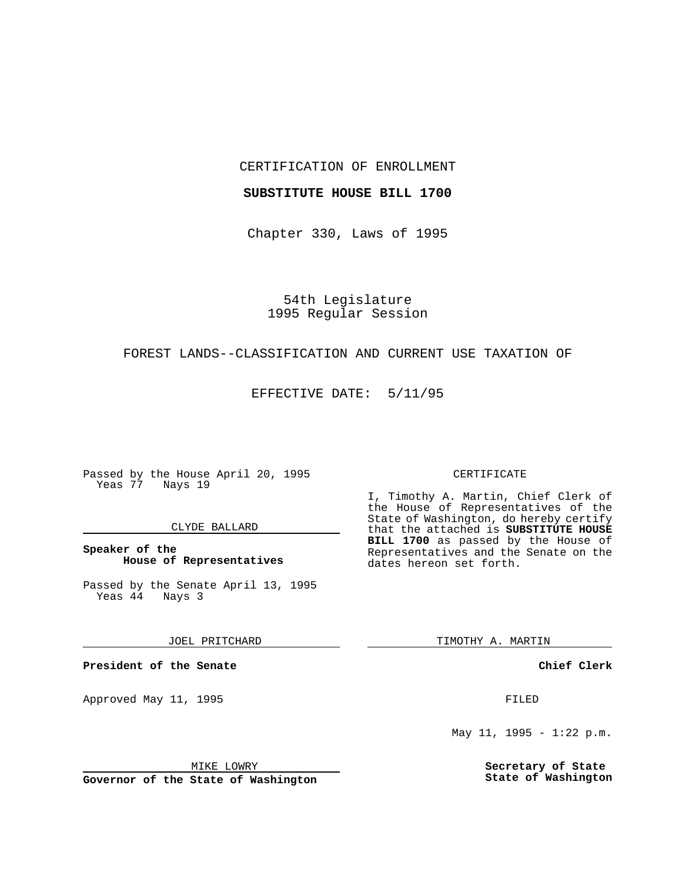CERTIFICATION OF ENROLLMENT

**SUBSTITUTE HOUSE BILL 1700**

Chapter 330, Laws of 1995

54th Legislature
1995 Regular Session

FOREST LANDS--CLASSIFICATION AND CURRENT USE TAXATION OF

EFFECTIVE DATE: 5/11/95

Passed by the House April 20, 1995
Yeas 77 Nays 19

CLYDE BALLARD

**Speaker of the House of Representatives**

Passed by the Senate April 13, 1995
Yeas 44 Nays 3

JOEL PRITCHARD

**President of the Senate**

Approved May 11, 1995

MIKE LOWRY

**Governor of the State of Washington**

CERTIFICATE

I, Timothy A. Martin, Chief Clerk of the House of Representatives of the State of Washington, do hereby certify that the attached is **SUBSTITUTE HOUSE BILL 1700** as passed by the House of Representatives and the Senate on the dates hereon set forth.

TIMOTHY A. MARTIN

**Chief Clerk**

FILED

May 11, 1995 - 1:22 p.m.

**Secretary of State**
**State of Washington**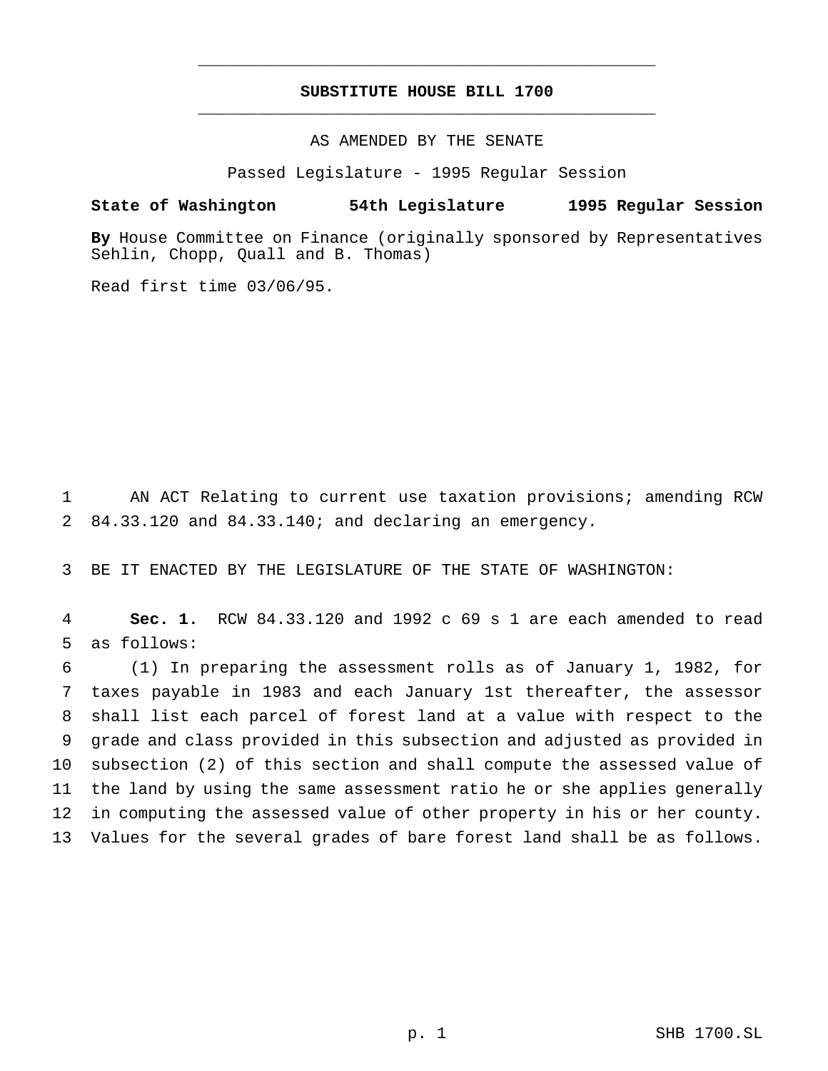# SUBSTITUTE HOUSE BILL 1700

AS AMENDED BY THE SENATE

Passed Legislature - 1995 Regular Session

**State of Washington 54th Legislature 1995 Regular Session**

**By** House Committee on Finance (originally sponsored by Representatives Sehlin, Chopp, Quall and B. Thomas)

Read first time 03/06/95.

1 AN ACT Relating to current use taxation provisions; amending RCW 2 84.33.120 and 84.33.140; and declaring an emergency.

3 BE IT ENACTED BY THE LEGISLATURE OF THE STATE OF WASHINGTON:

4 **Sec. 1.** RCW 84.33.120 and 1992 c 69 s 1 are each amended to read 5 as follows:

6 (1) In preparing the assessment rolls as of January 1, 1982, for 7 taxes payable in 1983 and each January 1st thereafter, the assessor 8 shall list each parcel of forest land at a value with respect to the 9 grade and class provided in this subsection and adjusted as provided in 10 subsection (2) of this section and shall compute the assessed value of 11 the land by using the same assessment ratio he or she applies generally 12 in computing the assessed value of other property in his or her county. 13 Values for the several grades of bare forest land shall be as follows.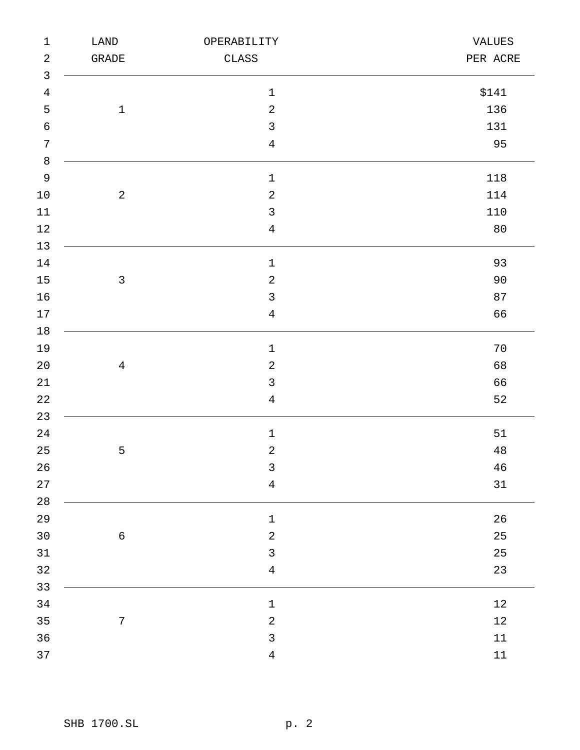| LAND GRADE | OPERABILITY CLASS | VALUES PER ACRE |
|---|---|---|
| 1 | 1 | $141 |
| | 2 | 136 |
| | 3 | 131 |
| | 4 | 95 |
| 2 | 1 | 118 |
| | 2 | 114 |
| | 3 | 110 |
| | 4 | 80 |
| 3 | 1 | 93 |
| | 2 | 90 |
| | 3 | 87 |
| | 4 | 66 |
| 4 | 1 | 70 |
| | 2 | 68 |
| | 3 | 66 |
| | 4 | 52 |
| 5 | 1 | 51 |
| | 2 | 48 |
| | 3 | 46 |
| | 4 | 31 |
| 6 | 1 | 26 |
| | 2 | 25 |
| | 3 | 25 |
| | 4 | 23 |
| 7 | 1 | 12 |
| | 2 | 12 |
| | 3 | 11 |
| | 4 | 11 |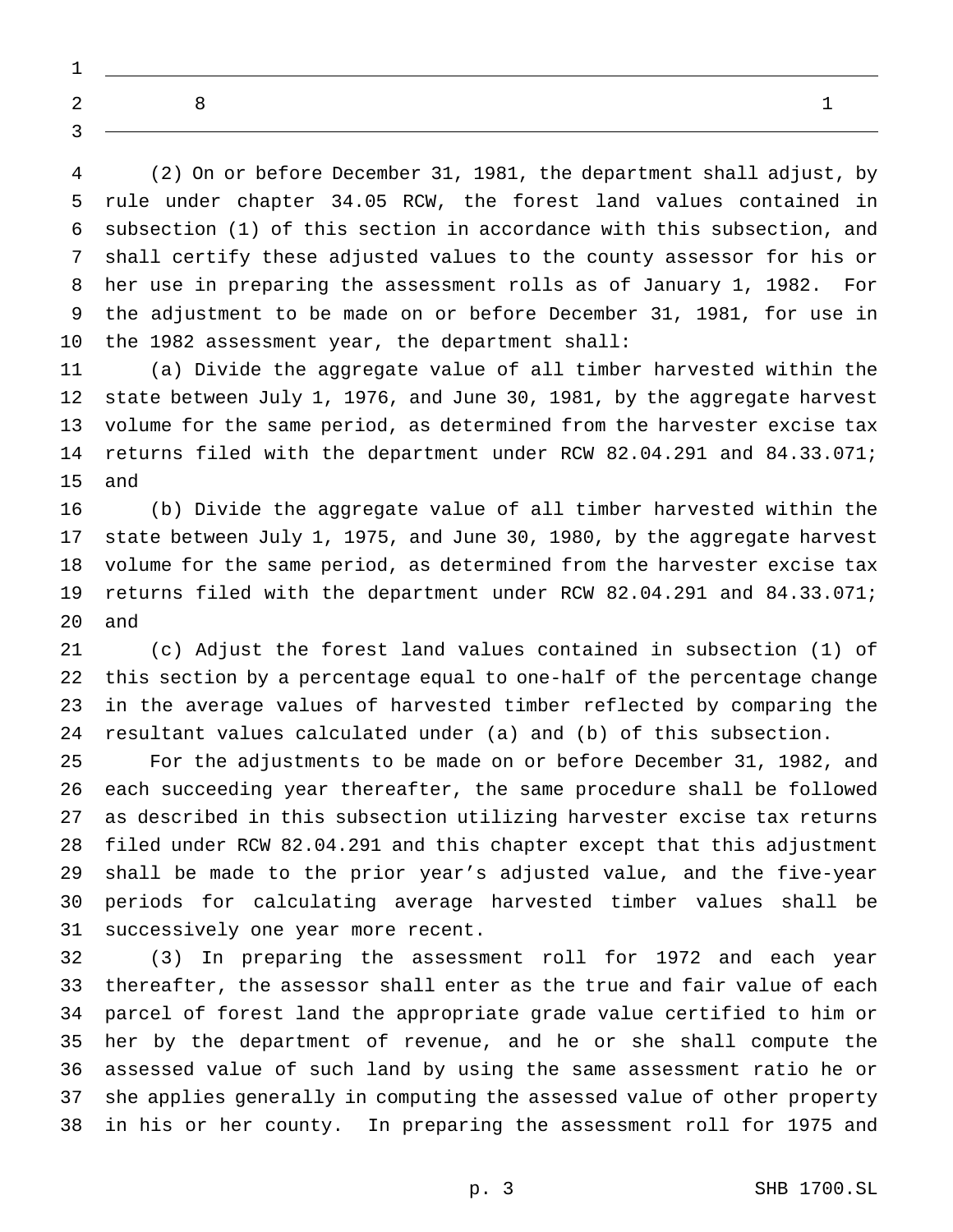| 8 | 1 |
|---|---|

(2) On or before December 31, 1981, the department shall adjust, by rule under chapter 34.05 RCW, the forest land values contained in subsection (1) of this section in accordance with this subsection, and shall certify these adjusted values to the county assessor for his or her use in preparing the assessment rolls as of January 1, 1982. For the adjustment to be made on or before December 31, 1981, for use in the 1982 assessment year, the department shall:

(a) Divide the aggregate value of all timber harvested within the state between July 1, 1976, and June 30, 1981, by the aggregate harvest volume for the same period, as determined from the harvester excise tax returns filed with the department under RCW 82.04.291 and 84.33.071; and

(b) Divide the aggregate value of all timber harvested within the state between July 1, 1975, and June 30, 1980, by the aggregate harvest volume for the same period, as determined from the harvester excise tax returns filed with the department under RCW 82.04.291 and 84.33.071; and

(c) Adjust the forest land values contained in subsection (1) of this section by a percentage equal to one-half of the percentage change in the average values of harvested timber reflected by comparing the resultant values calculated under (a) and (b) of this subsection.

For the adjustments to be made on or before December 31, 1982, and each succeeding year thereafter, the same procedure shall be followed as described in this subsection utilizing harvester excise tax returns filed under RCW 82.04.291 and this chapter except that this adjustment shall be made to the prior year's adjusted value, and the five-year periods for calculating average harvested timber values shall be successively one year more recent.

(3) In preparing the assessment roll for 1972 and each year thereafter, the assessor shall enter as the true and fair value of each parcel of forest land the appropriate grade value certified to him or her by the department of revenue, and he or she shall compute the assessed value of such land by using the same assessment ratio he or she applies generally in computing the assessed value of other property in his or her county. In preparing the assessment roll for 1975 and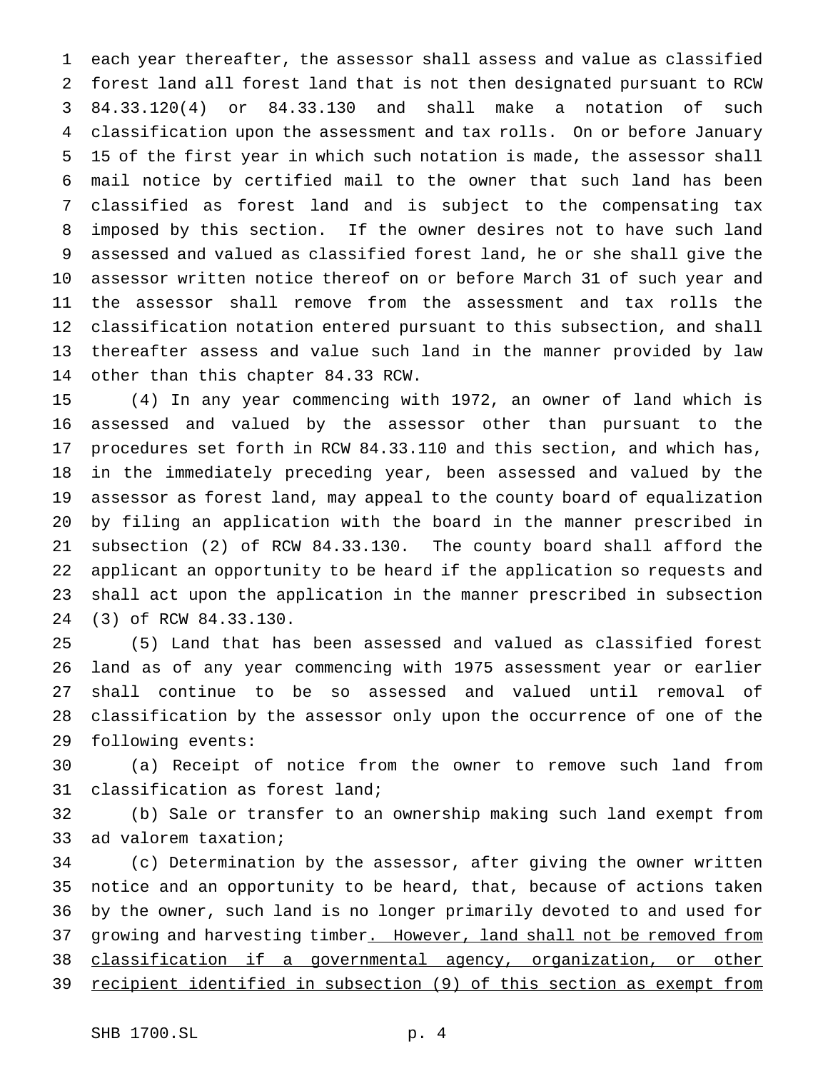each year thereafter, the assessor shall assess and value as classified forest land all forest land that is not then designated pursuant to RCW 84.33.120(4) or 84.33.130 and shall make a notation of such classification upon the assessment and tax rolls. On or before January 15 of the first year in which such notation is made, the assessor shall mail notice by certified mail to the owner that such land has been classified as forest land and is subject to the compensating tax imposed by this section. If the owner desires not to have such land assessed and valued as classified forest land, he or she shall give the assessor written notice thereof on or before March 31 of such year and the assessor shall remove from the assessment and tax rolls the classification notation entered pursuant to this subsection, and shall thereafter assess and value such land in the manner provided by law other than this chapter 84.33 RCW.

(4) In any year commencing with 1972, an owner of land which is assessed and valued by the assessor other than pursuant to the procedures set forth in RCW 84.33.110 and this section, and which has, in the immediately preceding year, been assessed and valued by the assessor as forest land, may appeal to the county board of equalization by filing an application with the board in the manner prescribed in subsection (2) of RCW 84.33.130. The county board shall afford the applicant an opportunity to be heard if the application so requests and shall act upon the application in the manner prescribed in subsection (3) of RCW 84.33.130.

(5) Land that has been assessed and valued as classified forest land as of any year commencing with 1975 assessment year or earlier shall continue to be so assessed and valued until removal of classification by the assessor only upon the occurrence of one of the following events:

(a) Receipt of notice from the owner to remove such land from classification as forest land;

(b) Sale or transfer to an ownership making such land exempt from ad valorem taxation;

(c) Determination by the assessor, after giving the owner written notice and an opportunity to be heard, that, because of actions taken by the owner, such land is no longer primarily devoted to and used for growing and harvesting timber<u>. However, land shall not be removed from classification if a governmental agency, organization, or other recipient identified in subsection (9) of this section as exempt from</u>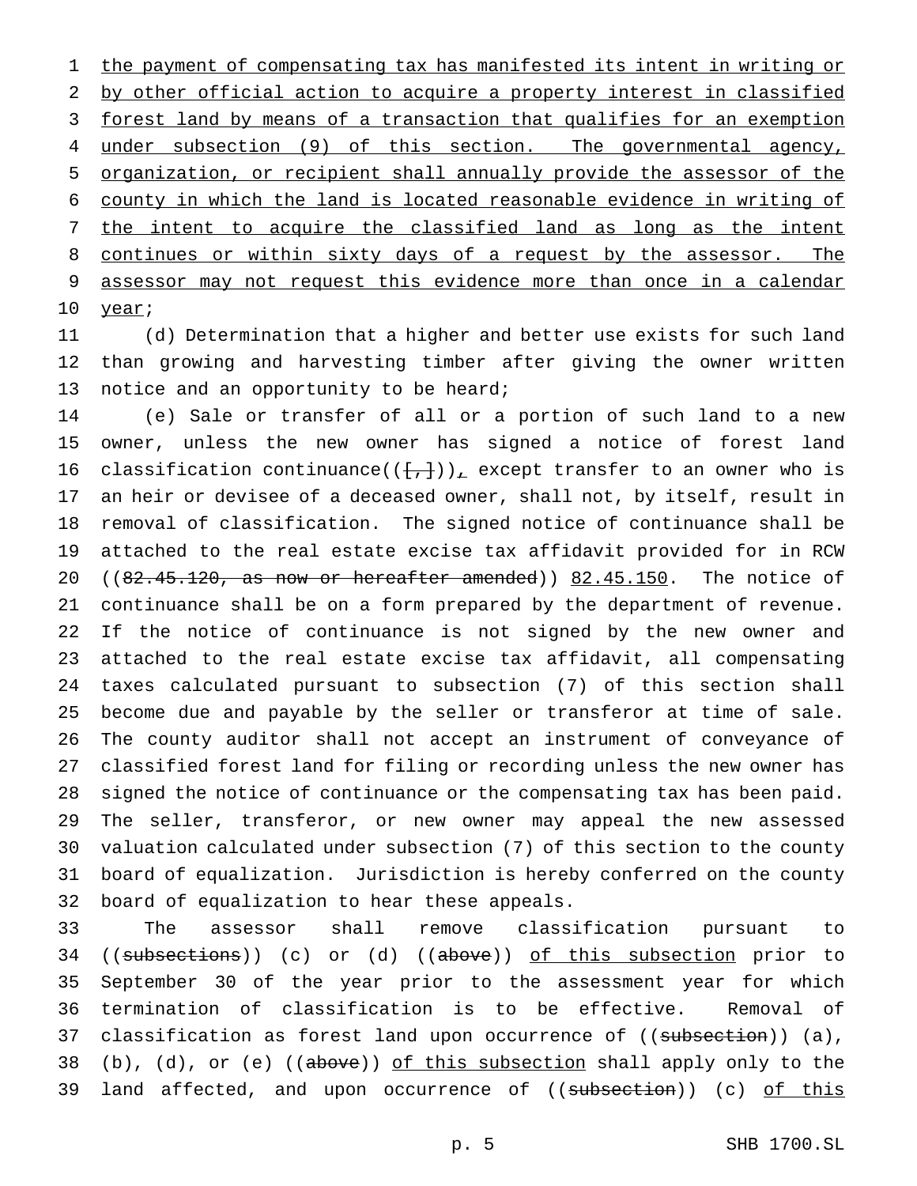the payment of compensating tax has manifested its intent in writing or by other official action to acquire a property interest in classified forest land by means of a transaction that qualifies for an exemption under subsection (9) of this section. The governmental agency, organization, or recipient shall annually provide the assessor of the county in which the land is located reasonable evidence in writing of the intent to acquire the classified land as long as the intent continues or within sixty days of a request by the assessor. The assessor may not request this evidence more than once in a calendar year;

(d) Determination that a higher and better use exists for such land than growing and harvesting timber after giving the owner written notice and an opportunity to be heard;

(e) Sale or transfer of all or a portion of such land to a new owner, unless the new owner has signed a notice of forest land classification continuance(([,])), except transfer to an owner who is an heir or devisee of a deceased owner, shall not, by itself, result in removal of classification. The signed notice of continuance shall be attached to the real estate excise tax affidavit provided for in RCW ((82.45.120, as now or hereafter amended)) 82.45.150. The notice of continuance shall be on a form prepared by the department of revenue. If the notice of continuance is not signed by the new owner and attached to the real estate excise tax affidavit, all compensating taxes calculated pursuant to subsection (7) of this section shall become due and payable by the seller or transferor at time of sale. The county auditor shall not accept an instrument of conveyance of classified forest land for filing or recording unless the new owner has signed the notice of continuance or the compensating tax has been paid. The seller, transferor, or new owner may appeal the new assessed valuation calculated under subsection (7) of this section to the county board of equalization. Jurisdiction is hereby conferred on the county board of equalization to hear these appeals.

The assessor shall remove classification pursuant to ((subsections)) (c) or (d) ((above)) of this subsection prior to September 30 of the year prior to the assessment year for which termination of classification is to be effective. Removal of classification as forest land upon occurrence of ((subsection)) (a), (b), (d), or (e) ((above)) of this subsection shall apply only to the land affected, and upon occurrence of ((subsection)) (c) of this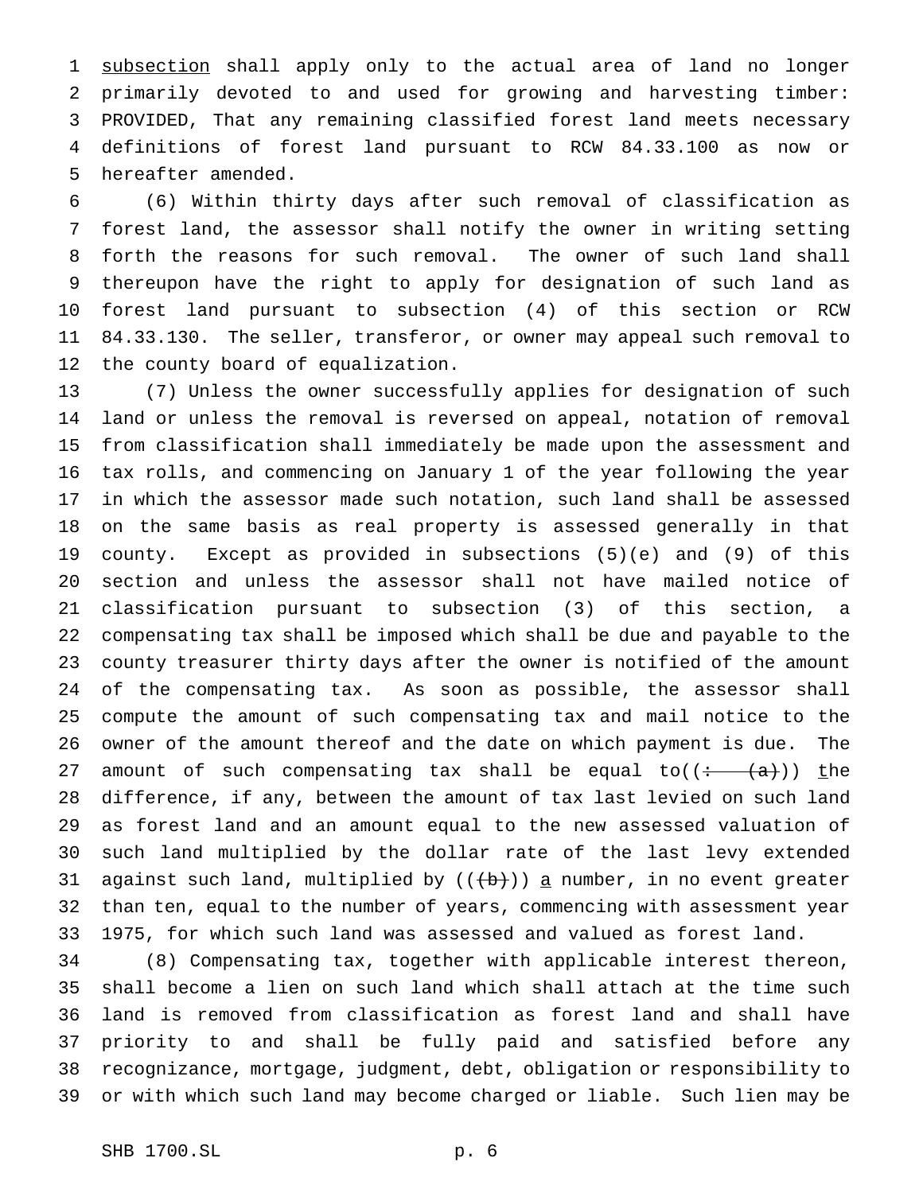subsection shall apply only to the actual area of land no longer primarily devoted to and used for growing and harvesting timber: PROVIDED, That any remaining classified forest land meets necessary definitions of forest land pursuant to RCW 84.33.100 as now or hereafter amended.

(6) Within thirty days after such removal of classification as forest land, the assessor shall notify the owner in writing setting forth the reasons for such removal. The owner of such land shall thereupon have the right to apply for designation of such land as forest land pursuant to subsection (4) of this section or RCW 84.33.130. The seller, transferor, or owner may appeal such removal to the county board of equalization.

(7) Unless the owner successfully applies for designation of such land or unless the removal is reversed on appeal, notation of removal from classification shall immediately be made upon the assessment and tax rolls, and commencing on January 1 of the year following the year in which the assessor made such notation, such land shall be assessed on the same basis as real property is assessed generally in that county. Except as provided in subsections (5)(e) and (9) of this section and unless the assessor shall not have mailed notice of classification pursuant to subsection (3) of this section, a compensating tax shall be imposed which shall be due and payable to the county treasurer thirty days after the owner is notified of the amount of the compensating tax. As soon as possible, the assessor shall compute the amount of such compensating tax and mail notice to the owner of the amount thereof and the date on which payment is due. The amount of such compensating tax shall be equal to((: (a))) the difference, if any, between the amount of tax last levied on such land as forest land and an amount equal to the new assessed valuation of such land multiplied by the dollar rate of the last levy extended against such land, multiplied by (((b))) a number, in no event greater than ten, equal to the number of years, commencing with assessment year 1975, for which such land was assessed and valued as forest land.

(8) Compensating tax, together with applicable interest thereon, shall become a lien on such land which shall attach at the time such land is removed from classification as forest land and shall have priority to and shall be fully paid and satisfied before any recognizance, mortgage, judgment, debt, obligation or responsibility to or with which such land may become charged or liable. Such lien may be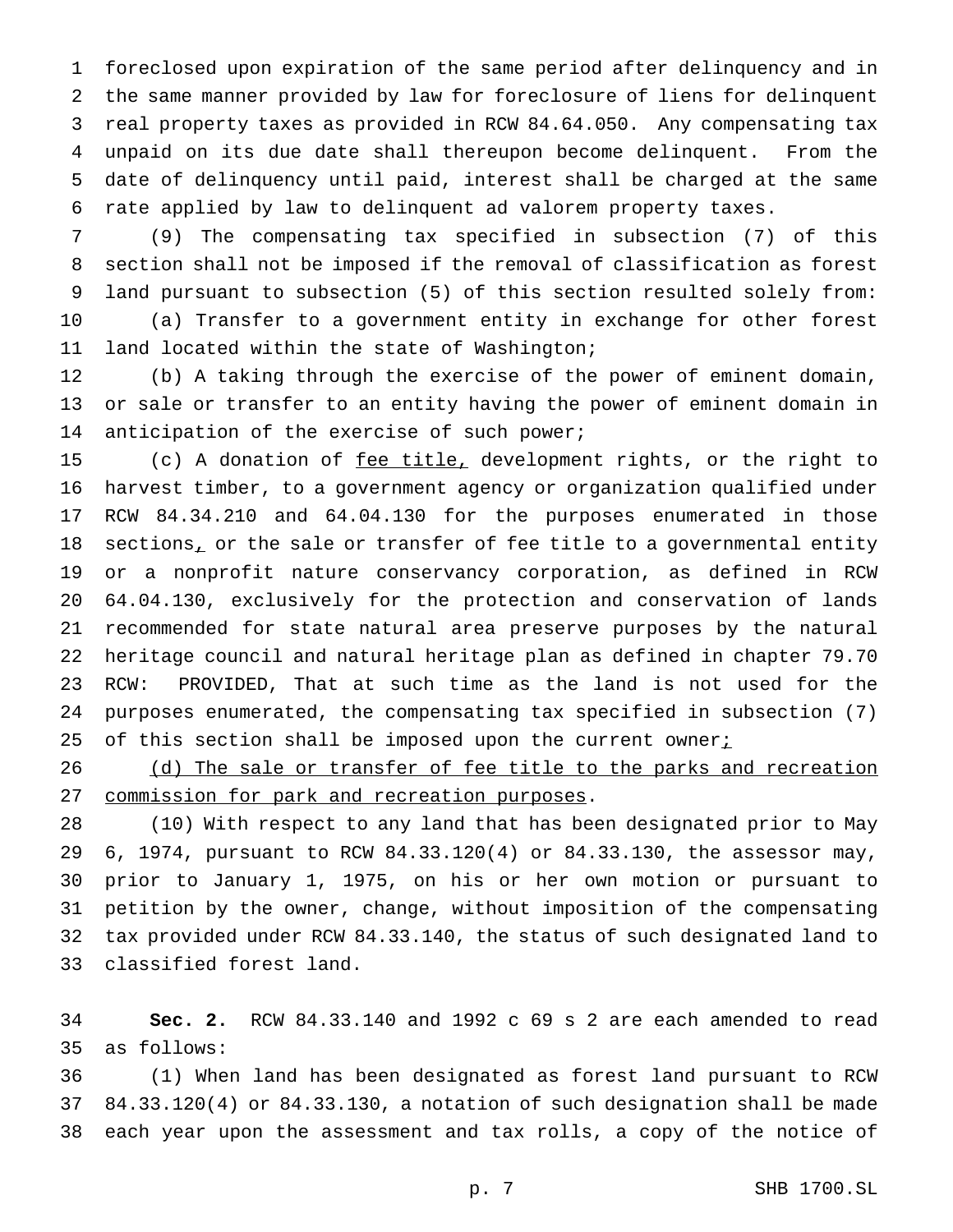foreclosed upon expiration of the same period after delinquency and in the same manner provided by law for foreclosure of liens for delinquent real property taxes as provided in RCW 84.64.050. Any compensating tax unpaid on its due date shall thereupon become delinquent. From the date of delinquency until paid, interest shall be charged at the same rate applied by law to delinquent ad valorem property taxes.

(9) The compensating tax specified in subsection (7) of this section shall not be imposed if the removal of classification as forest land pursuant to subsection (5) of this section resulted solely from:

(a) Transfer to a government entity in exchange for other forest land located within the state of Washington;

(b) A taking through the exercise of the power of eminent domain, or sale or transfer to an entity having the power of eminent domain in anticipation of the exercise of such power;

(c) A donation of <u>fee title,</u> development rights, or the right to harvest timber, to a government agency or organization qualified under RCW 84.34.210 and 64.04.130 for the purposes enumerated in those sections<u>,</u> or the sale or transfer of fee title to a governmental entity or a nonprofit nature conservancy corporation, as defined in RCW 64.04.130, exclusively for the protection and conservation of lands recommended for state natural area preserve purposes by the natural heritage council and natural heritage plan as defined in chapter 79.70 RCW: PROVIDED, That at such time as the land is not used for the purposes enumerated, the compensating tax specified in subsection (7) of this section shall be imposed upon the current owner<u>;</u>

<u>(d) The sale or transfer of fee title to the parks and recreation commission for park and recreation purposes</u>.

(10) With respect to any land that has been designated prior to May 6, 1974, pursuant to RCW 84.33.120(4) or 84.33.130, the assessor may, prior to January 1, 1975, on his or her own motion or pursuant to petition by the owner, change, without imposition of the compensating tax provided under RCW 84.33.140, the status of such designated land to classified forest land.

**Sec. 2.** RCW 84.33.140 and 1992 c 69 s 2 are each amended to read as follows:

(1) When land has been designated as forest land pursuant to RCW 84.33.120(4) or 84.33.130, a notation of such designation shall be made each year upon the assessment and tax rolls, a copy of the notice of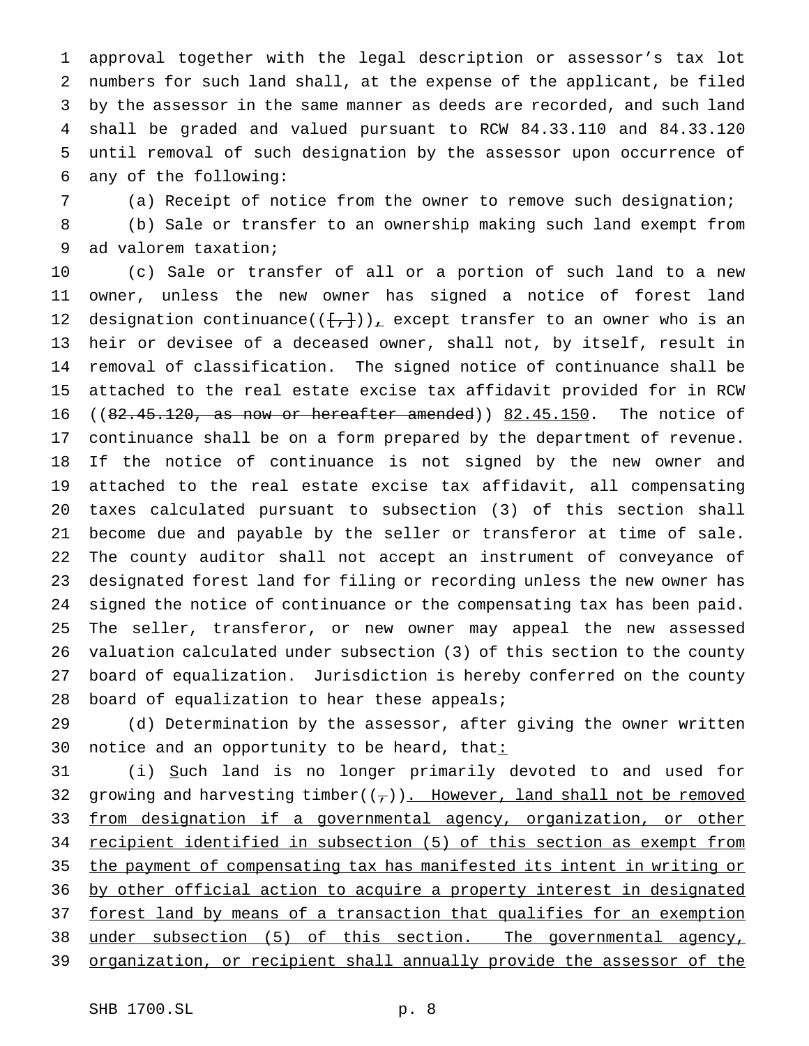approval together with the legal description or assessor's tax lot numbers for such land shall, at the expense of the applicant, be filed by the assessor in the same manner as deeds are recorded, and such land shall be graded and valued pursuant to RCW 84.33.110 and 84.33.120 until removal of such designation by the assessor upon occurrence of any of the following:

(a) Receipt of notice from the owner to remove such designation;

(b) Sale or transfer to an ownership making such land exempt from ad valorem taxation;

(c) Sale or transfer of all or a portion of such land to a new owner, unless the new owner has signed a notice of forest land designation continuance(([,])), except transfer to an owner who is an heir or devisee of a deceased owner, shall not, by itself, result in removal of classification. The signed notice of continuance shall be attached to the real estate excise tax affidavit provided for in RCW ((~~82.45.120, as now or hereafter amended~~)) 82.45.150. The notice of continuance shall be on a form prepared by the department of revenue. If the notice of continuance is not signed by the new owner and attached to the real estate excise tax affidavit, all compensating taxes calculated pursuant to subsection (3) of this section shall become due and payable by the seller or transferor at time of sale. The county auditor shall not accept an instrument of conveyance of designated forest land for filing or recording unless the new owner has signed the notice of continuance or the compensating tax has been paid. The seller, transferor, or new owner may appeal the new assessed valuation calculated under subsection (3) of this section to the county board of equalization. Jurisdiction is hereby conferred on the county board of equalization to hear these appeals;

(d) Determination by the assessor, after giving the owner written notice and an opportunity to be heard, that:

(i) Such land is no longer primarily devoted to and used for growing and harvesting timber((,)). However, land shall not be removed from designation if a governmental agency, organization, or other recipient identified in subsection (5) of this section as exempt from the payment of compensating tax has manifested its intent in writing or by other official action to acquire a property interest in designated forest land by means of a transaction that qualifies for an exemption under subsection (5) of this section. The governmental agency, organization, or recipient shall annually provide the assessor of the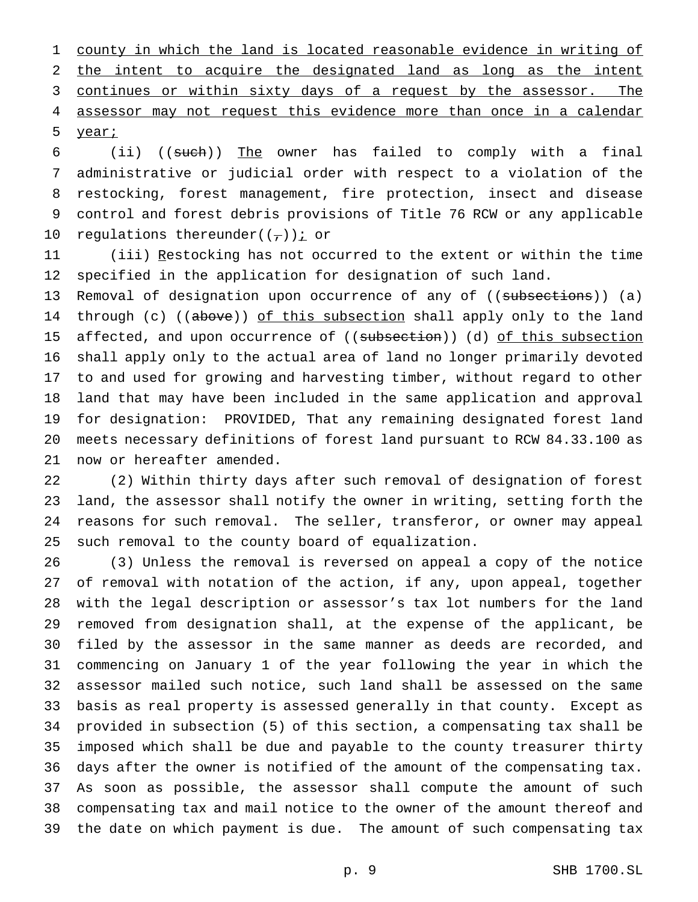county in which the land is located reasonable evidence in writing of the intent to acquire the designated land as long as the intent continues or within sixty days of a request by the assessor. The assessor may not request this evidence more than once in a calendar year;

(ii) ((~~such~~)) The owner has failed to comply with a final administrative or judicial order with respect to a violation of the restocking, forest management, fire protection, insect and disease control and forest debris provisions of Title 76 RCW or any applicable regulations thereunder((~~,~~)); or

(iii) Restocking has not occurred to the extent or within the time specified in the application for designation of such land.

Removal of designation upon occurrence of any of ((~~subsections~~)) (a) through (c) ((~~above~~)) of this subsection shall apply only to the land affected, and upon occurrence of ((~~subsection~~)) (d) of this subsection shall apply only to the actual area of land no longer primarily devoted to and used for growing and harvesting timber, without regard to other land that may have been included in the same application and approval for designation: PROVIDED, That any remaining designated forest land meets necessary definitions of forest land pursuant to RCW 84.33.100 as now or hereafter amended.

(2) Within thirty days after such removal of designation of forest land, the assessor shall notify the owner in writing, setting forth the reasons for such removal. The seller, transferor, or owner may appeal such removal to the county board of equalization.

(3) Unless the removal is reversed on appeal a copy of the notice of removal with notation of the action, if any, upon appeal, together with the legal description or assessor's tax lot numbers for the land removed from designation shall, at the expense of the applicant, be filed by the assessor in the same manner as deeds are recorded, and commencing on January 1 of the year following the year in which the assessor mailed such notice, such land shall be assessed on the same basis as real property is assessed generally in that county. Except as provided in subsection (5) of this section, a compensating tax shall be imposed which shall be due and payable to the county treasurer thirty days after the owner is notified of the amount of the compensating tax. As soon as possible, the assessor shall compute the amount of such compensating tax and mail notice to the owner of the amount thereof and the date on which payment is due. The amount of such compensating tax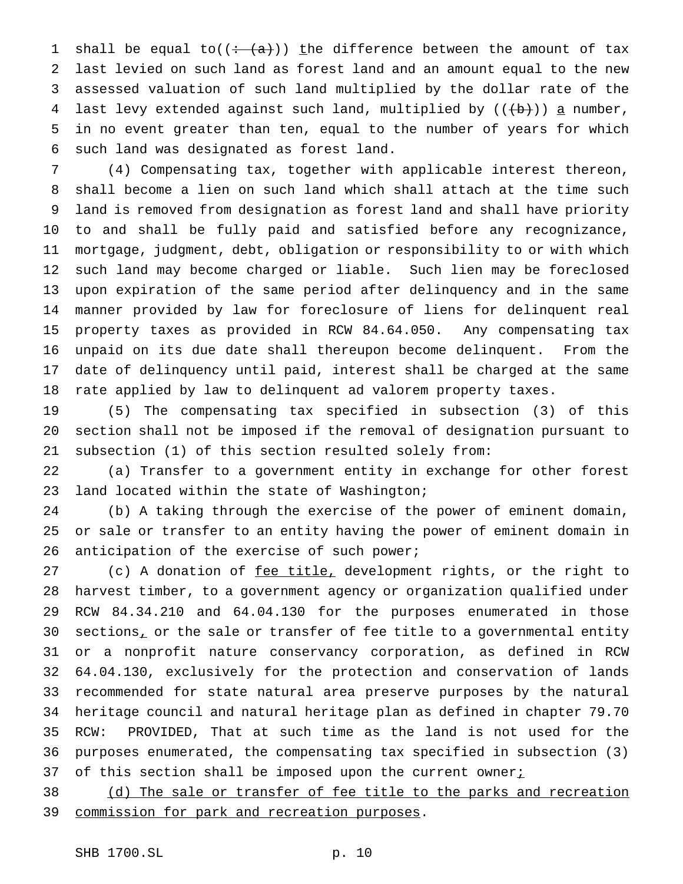shall be equal to((: (a))) the difference between the amount of tax last levied on such land as forest land and an amount equal to the new assessed valuation of such land multiplied by the dollar rate of the last levy extended against such land, multiplied by (((b))) a number, in no event greater than ten, equal to the number of years for which such land was designated as forest land.

(4) Compensating tax, together with applicable interest thereon, shall become a lien on such land which shall attach at the time such land is removed from designation as forest land and shall have priority to and shall be fully paid and satisfied before any recognizance, mortgage, judgment, debt, obligation or responsibility to or with which such land may become charged or liable. Such lien may be foreclosed upon expiration of the same period after delinquency and in the same manner provided by law for foreclosure of liens for delinquent real property taxes as provided in RCW 84.64.050. Any compensating tax unpaid on its due date shall thereupon become delinquent. From the date of delinquency until paid, interest shall be charged at the same rate applied by law to delinquent ad valorem property taxes.

(5) The compensating tax specified in subsection (3) of this section shall not be imposed if the removal of designation pursuant to subsection (1) of this section resulted solely from:

(a) Transfer to a government entity in exchange for other forest land located within the state of Washington;

(b) A taking through the exercise of the power of eminent domain, or sale or transfer to an entity having the power of eminent domain in anticipation of the exercise of such power;

(c) A donation of fee title, development rights, or the right to harvest timber, to a government agency or organization qualified under RCW 84.34.210 and 64.04.130 for the purposes enumerated in those sections, or the sale or transfer of fee title to a governmental entity or a nonprofit nature conservancy corporation, as defined in RCW 64.04.130, exclusively for the protection and conservation of lands recommended for state natural area preserve purposes by the natural heritage council and natural heritage plan as defined in chapter 79.70 RCW: PROVIDED, That at such time as the land is not used for the purposes enumerated, the compensating tax specified in subsection (3) of this section shall be imposed upon the current owner;

(d) The sale or transfer of fee title to the parks and recreation commission for park and recreation purposes.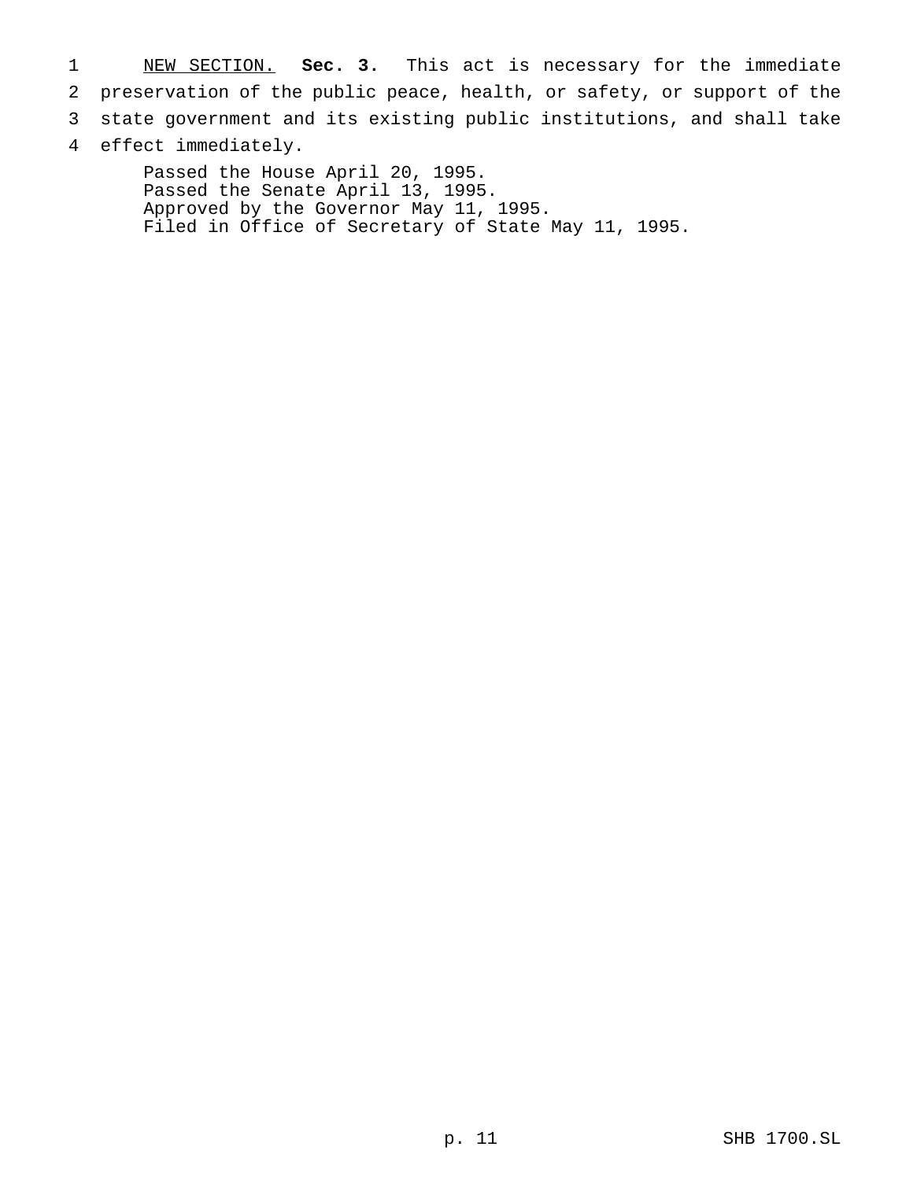NEW SECTION. **Sec. 3.** This act is necessary for the immediate preservation of the public peace, health, or safety, or support of the state government and its existing public institutions, and shall take effect immediately.

Passed the House April 20, 1995.
Passed the Senate April 13, 1995.
Approved by the Governor May 11, 1995.
Filed in Office of Secretary of State May 11, 1995.